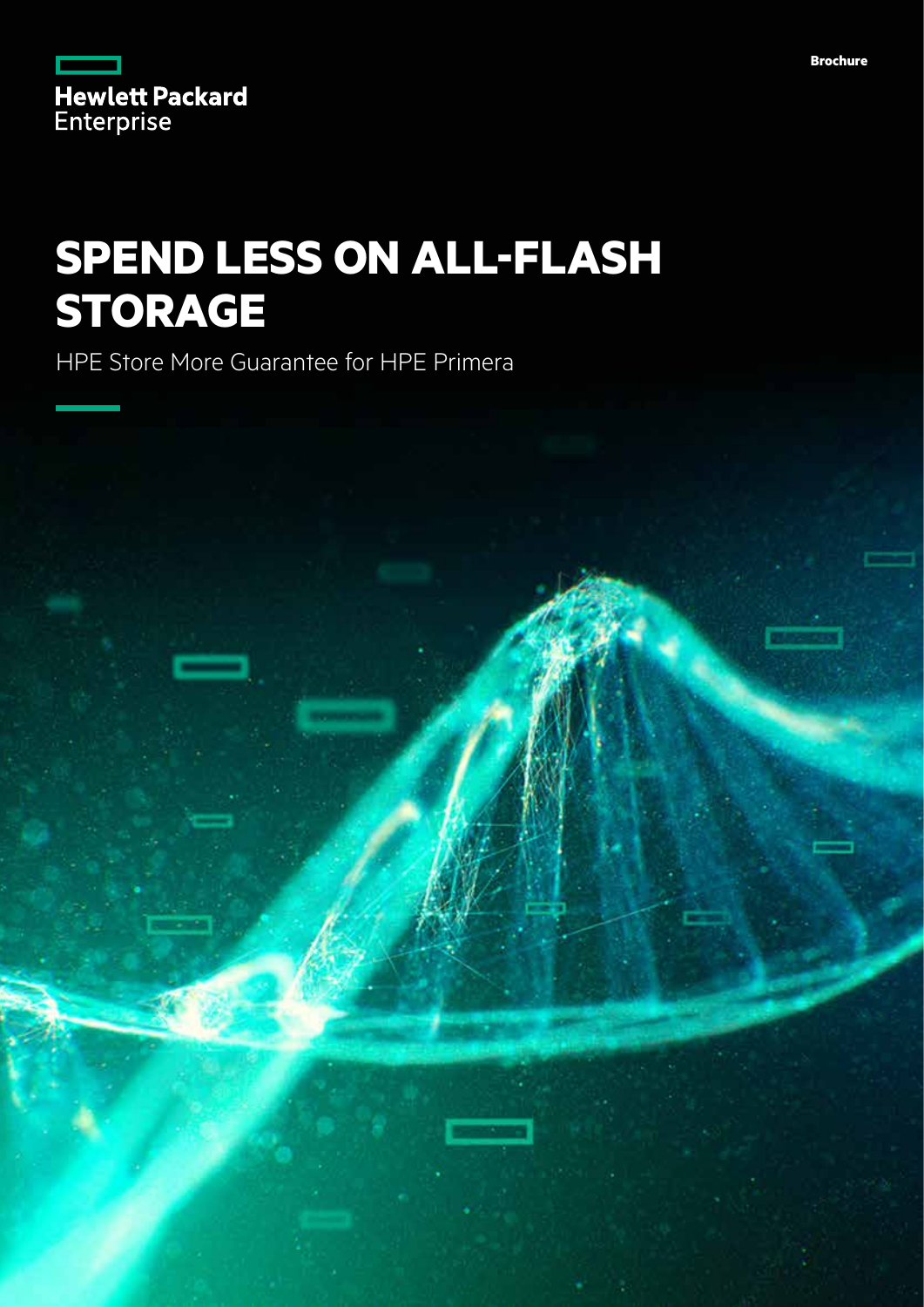Hewlett Packard Enterprise

Brochure

# SPEND LESS ON ALL-FLASH STORAGE

HPE Store More Guarantee for HPE Primera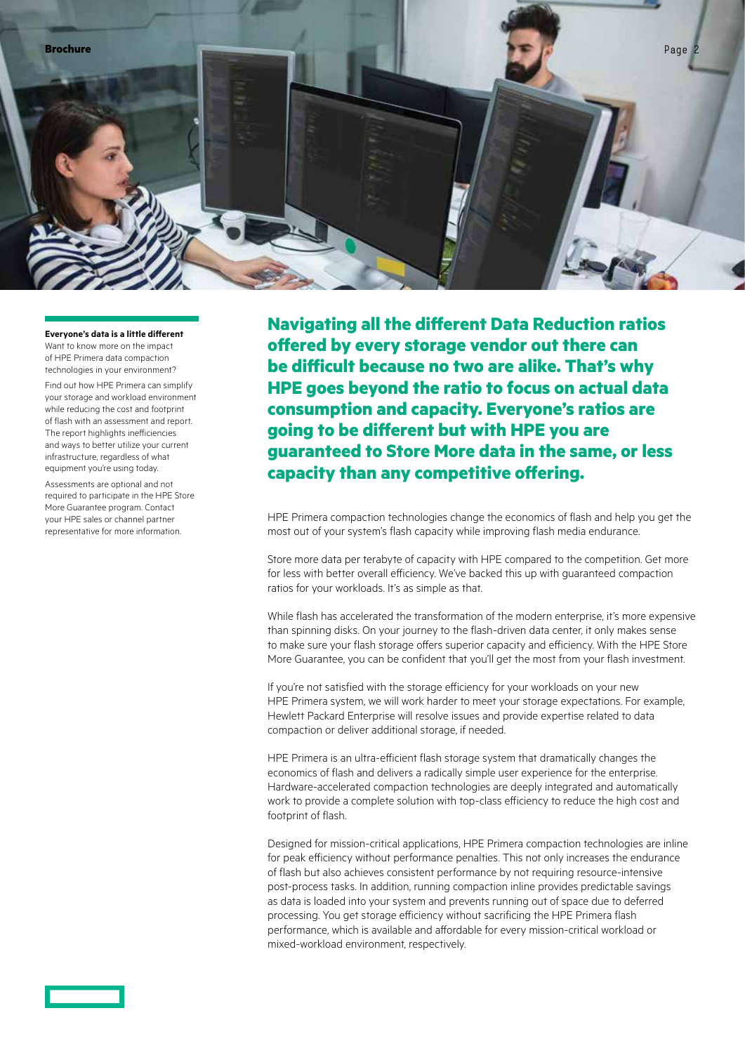**Everyone's data is a little different**

Want to know more on the impact of HPE Primera data compaction technologies in your environment?

Find out how HPE Primera can simplify your storage and workload environment while reducing the cost and footprint of flash with an assessment and report. The report highlights inefficiencies and ways to better utilize your current infrastructure, regardless of what equipment you're using today.

Assessments are optional and not required to participate in the HPE Store More Guarantee program. Contact your HPE sales or channel partner representative for more information.

## Navigating all the different Data Reduction ratios offered by every storage vendor out there can be difficult because no two are alike. That's why HPE goes beyond the ratio to focus on actual data consumption and capacity. Everyone's ratios are going to be different but with HPE you are guaranteed to Store More data in the same, or less capacity than any competitive offering.

HPE Primera compaction technologies change the economics of flash and help you get the most out of your system's flash capacity while improving flash media endurance.

Store more data per terabyte of capacity with HPE compared to the competition. Get more for less with better overall efficiency. We've backed this up with guaranteed compaction ratios for your workloads. It's as simple as that.

While flash has accelerated the transformation of the modern enterprise, it's more expensive than spinning disks. On your journey to the flash-driven data center, it only makes sense to make sure your flash storage offers superior capacity and efficiency. With the HPE Store More Guarantee, you can be confident that you'll get the most from your flash investment.

If you're not satisfied with the storage efficiency for your workloads on your new HPE Primera system, we will work harder to meet your storage expectations. For example, Hewlett Packard Enterprise will resolve issues and provide expertise related to data compaction or deliver additional storage, if needed.

HPE Primera is an ultra-efficient flash storage system that dramatically changes the economics of flash and delivers a radically simple user experience for the enterprise. Hardware-accelerated compaction technologies are deeply integrated and automatically work to provide a complete solution with top-class efficiency to reduce the high cost and footprint of flash.

Designed for mission-critical applications, HPE Primera compaction technologies are inline for peak efficiency without performance penalties. This not only increases the endurance of flash but also achieves consistent performance by not requiring resource-intensive post-process tasks. In addition, running compaction inline provides predictable savings as data is loaded into your system and prevents running out of space due to deferred processing. You get storage efficiency without sacrificing the HPE Primera flash performance, which is available and affordable for every mission-critical workload or mixed-workload environment, respectively.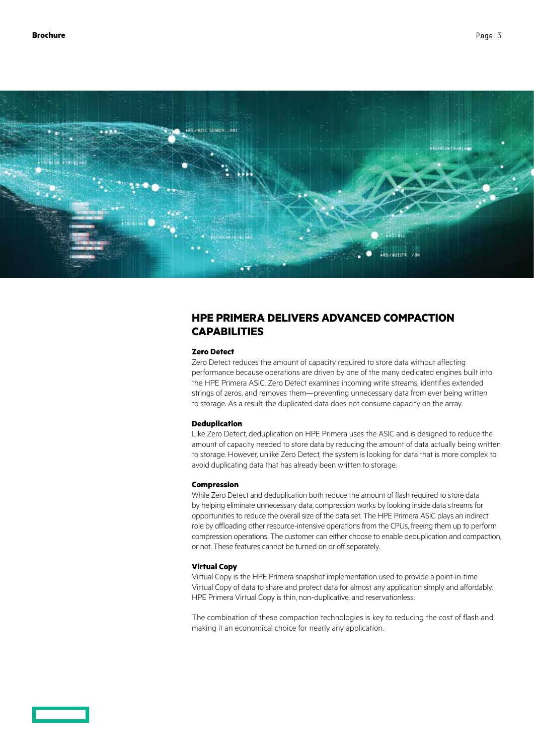## HPE PRIMERA DELIVERS ADVANCED COMPACTION CAPABILITIES

### Zero Detect

Zero Detect reduces the amount of capacity required to store data without affecting performance because operations are driven by one of the many dedicated engines built into the HPE Primera ASIC. Zero Detect examines incoming write streams, identifies extended strings of zeros, and removes them—preventing unnecessary data from ever being written to storage. As a result, the duplicated data does not consume capacity on the array.

### Deduplication

Like Zero Detect, deduplication on HPE Primera uses the ASIC and is designed to reduce the amount of capacity needed to store data by reducing the amount of data actually being written to storage. However, unlike Zero Detect, the system is looking for data that is more complex to avoid duplicating data that has already been written to storage.

### Compression

While Zero Detect and deduplication both reduce the amount of flash required to store data by helping eliminate unnecessary data, compression works by looking inside data streams for opportunities to reduce the overall size of the data set. The HPE Primera ASIC plays an indirect role by offloading other resource-intensive operations from the CPUs, freeing them up to perform compression operations. The customer can either choose to enable deduplication and compaction, or not. These features cannot be turned on or off separately.

### Virtual Copy

Virtual Copy is the HPE Primera snapshot implementation used to provide a point-in-time Virtual Copy of data to share and protect data for almost any application simply and affordably. HPE Primera Virtual Copy is thin, non-duplicative, and reservationless.

The combination of these compaction technologies is key to reducing the cost of flash and making it an economical choice for nearly any application.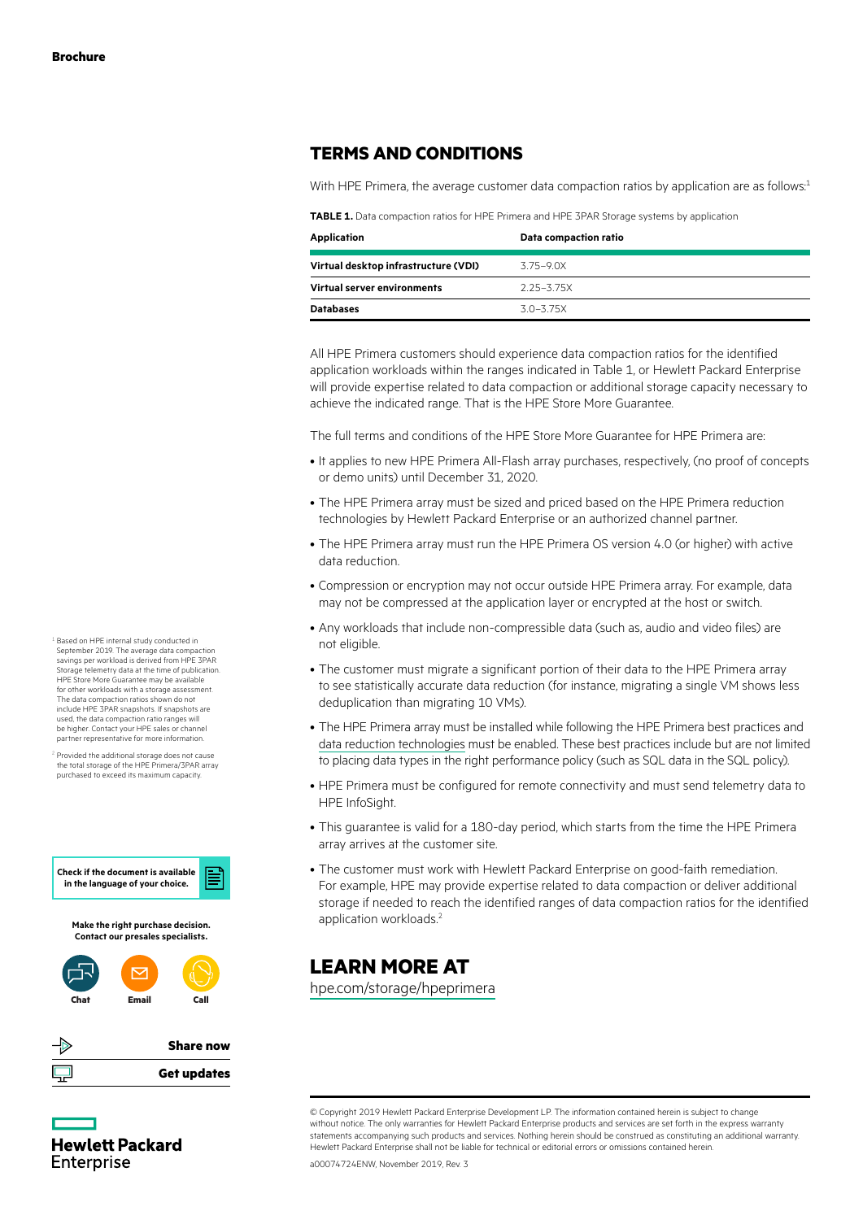## TERMS AND CONDITIONS

With HPE Primera, the average customer data compaction ratios by application are as follows:[1]

**TABLE 1.** Data compaction ratios for HPE Primera and HPE 3PAR Storage systems by application

| Application | Data compaction ratio |
|---|---|
| **Virtual desktop infrastructure (VDI)** | 3.75–9.0X |
| **Virtual server environments** | 2.25–3.75X |
| **Databases** | 3.0–3.75X |

All HPE Primera customers should experience data compaction ratios for the identified application workloads within the ranges indicated in Table 1, or Hewlett Packard Enterprise will provide expertise related to data compaction or additional storage capacity necessary to achieve the indicated range. That is the HPE Store More Guarantee.

The full terms and conditions of the HPE Store More Guarantee for HPE Primera are:

- It applies to new HPE Primera All-Flash array purchases, respectively, (no proof of concepts or demo units) until December 31, 2020.
- The HPE Primera array must be sized and priced based on the HPE Primera reduction technologies by Hewlett Packard Enterprise or an authorized channel partner.
- The HPE Primera array must run the HPE Primera OS version 4.0 (or higher) with active data reduction.
- Compression or encryption may not occur outside HPE Primera array. For example, data may not be compressed at the application layer or encrypted at the host or switch.
- Any workloads that include non-compressible data (such as, audio and video files) are not eligible.
- The customer must migrate a significant portion of their data to the HPE Primera array to see statistically accurate data reduction (for instance, migrating a single VM shows less deduplication than migrating 10 VMs).
- The HPE Primera array must be installed while following the HPE Primera best practices and data reduction technologies must be enabled. These best practices include but are not limited to placing data types in the right performance policy (such as SQL data in the SQL policy).
- HPE Primera must be configured for remote connectivity and must send telemetry data to HPE InfoSight.
- This guarantee is valid for a 180-day period, which starts from the time the HPE Primera array arrives at the customer site.
- The customer must work with Hewlett Packard Enterprise on good-faith remediation. For example, HPE may provide expertise related to data compaction or deliver additional storage if needed to reach the identified ranges of data compaction ratios for the identified application workloads.[2]

## LEARN MORE AT

hpe.com/storage/hpeprimera

[1] Based on HPE internal study conducted in September 2019. The average data compaction savings per workload is derived from HPE 3PAR Storage telemetry data at the time of publication. HPE Store More Guarantee may be available for other workloads with a storage assessment. The data compaction ratios shown do not include HPE 3PAR snapshots. If snapshots are used, the data compaction ratio ranges will be higher. Contact your HPE sales or channel partner representative for more information.

[2] Provided the additional storage does not cause the total storage of the HPE Primera/3PAR array purchased to exceed its maximum capacity.

Check if the document is available in the language of your choice.

Make the right purchase decision. Contact our presales specialists.

Chat | Email | Call

Share now

Get updates

© Copyright 2019 Hewlett Packard Enterprise Development LP. The information contained herein is subject to change without notice. The only warranties for Hewlett Packard Enterprise products and services are set forth in the express warranty statements accompanying such products and services. Nothing herein should be construed as constituting an additional warranty. Hewlett Packard Enterprise shall not be liable for technical or editorial errors or omissions contained herein.

a00074724ENW, November 2019, Rev. 3